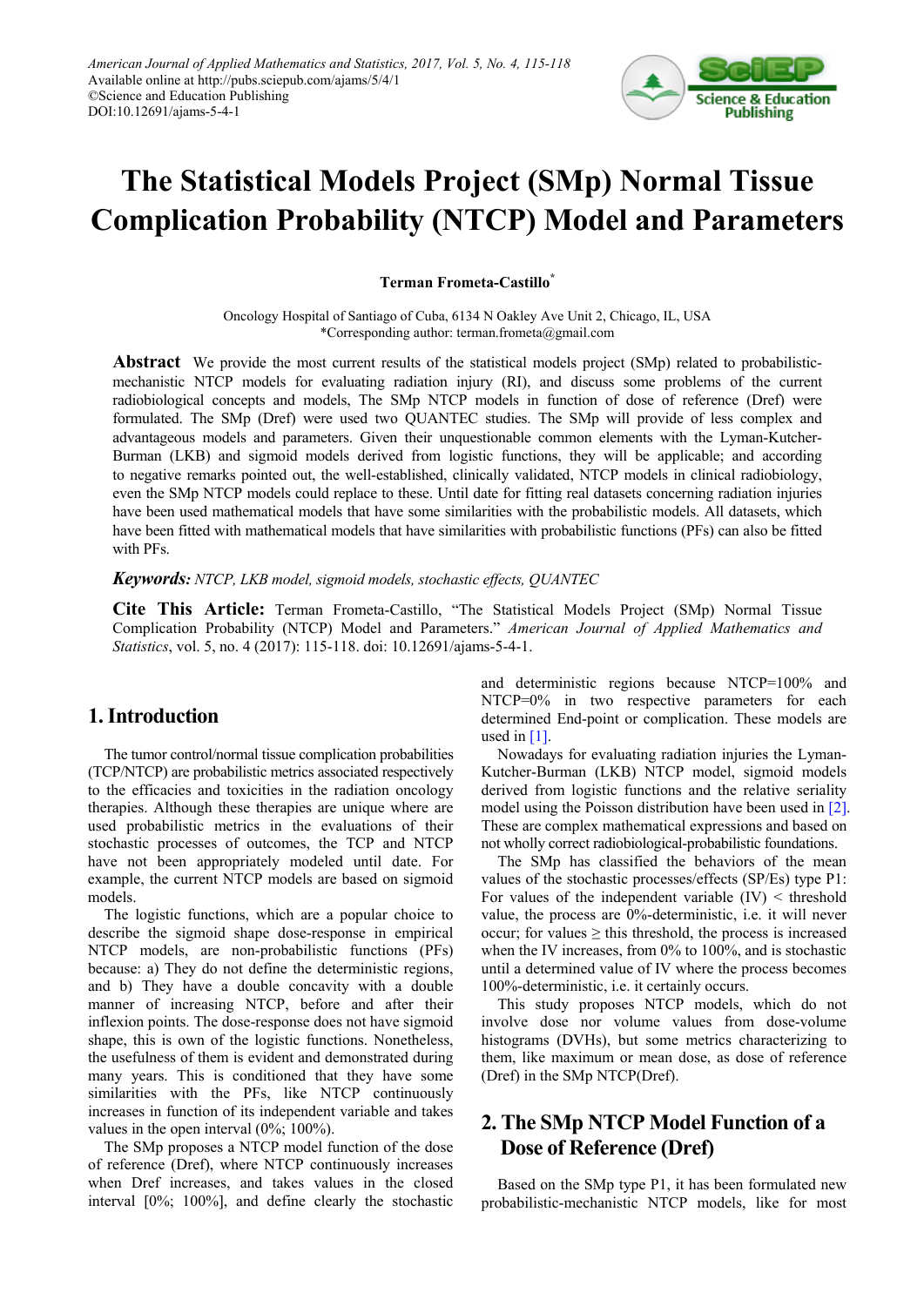# The Statistical Models Project (SMp) Normal Tissue Complication Probability (NTCP) Model and Parameters

**Terman Frometa-Castillo***

Oncology Hospital of Santiago of Cuba, 6134 N Oakley Ave Unit 2, Chicago, IL, USA
*Corresponding author: terman.frometa@gmail.com

**Abstract** We provide the most current results of the statistical models project (SMp) related to probabilistic-mechanistic NTCP models for evaluating radiation injury (RI), and discuss some problems of the current radiobiological concepts and models, The SMp NTCP models in function of dose of reference (Dref) were formulated. The SMp (Dref) were used two QUANTEC studies. The SMp will provide of less complex and advantageous models and parameters. Given their unquestionable common elements with the Lyman-Kutcher-Burman (LKB) and sigmoid models derived from logistic functions, they will be applicable; and according to negative remarks pointed out, the well-established, clinically validated, NTCP models in clinical radiobiology, even the SMp NTCP models could replace to these. Until date for fitting real datasets concerning radiation injuries have been used mathematical models that have some similarities with the probabilistic models. All datasets, which have been fitted with mathematical models that have similarities with probabilistic functions (PFs) can also be fitted with PFs.

***Keywords:*** *NTCP, LKB model, sigmoid models, stochastic effects, QUANTEC*

**Cite This Article:** Terman Frometa-Castillo, "The Statistical Models Project (SMp) Normal Tissue Complication Probability (NTCP) Model and Parameters." *American Journal of Applied Mathematics and Statistics*, vol. 5, no. 4 (2017): 115-118. doi: 10.12691/ajams-5-4-1.

## 1. Introduction

The tumor control/normal tissue complication probabilities (TCP/NTCP) are probabilistic metrics associated respectively to the efficacies and toxicities in the radiation oncology therapies. Although these therapies are unique where are used probabilistic metrics in the evaluations of their stochastic processes of outcomes, the TCP and NTCP have not been appropriately modeled until date. For example, the current NTCP models are based on sigmoid models.

The logistic functions, which are a popular choice to describe the sigmoid shape dose-response in empirical NTCP models, are non-probabilistic functions (PFs) because: a) They do not define the deterministic regions, and b) They have a double concavity with a double manner of increasing NTCP, before and after their inflexion points. The dose-response does not have sigmoid shape, this is own of the logistic functions. Nonetheless, the usefulness of them is evident and demonstrated during many years. This is conditioned that they have some similarities with the PFs, like NTCP continuously increases in function of its independent variable and takes values in the open interval (0%; 100%).

The SMp proposes a NTCP model function of the dose of reference (Dref), where NTCP continuously increases when Dref increases, and takes values in the closed interval [0%; 100%], and define clearly the stochastic and deterministic regions because NTCP=100% and NTCP=0% in two respective parameters for each determined End-point or complication. These models are used in [1].

Nowadays for evaluating radiation injuries the Lyman-Kutcher-Burman (LKB) NTCP model, sigmoid models derived from logistic functions and the relative seriality model using the Poisson distribution have been used in [2]. These are complex mathematical expressions and based on not wholly correct radiobiological-probabilistic foundations.

The SMp has classified the behaviors of the mean values of the stochastic processes/effects (SP/Es) type P1: For values of the independent variable (IV) < threshold value, the process are 0%-deterministic, i.e. it will never occur; for values ≥ this threshold, the process is increased when the IV increases, from 0% to 100%, and is stochastic until a determined value of IV where the process becomes 100%-deterministic, i.e. it certainly occurs.

This study proposes NTCP models, which do not involve dose nor volume values from dose-volume histograms (DVHs), but some metrics characterizing to them, like maximum or mean dose, as dose of reference (Dref) in the SMp NTCP(Dref).

## 2. The SMp NTCP Model Function of a Dose of Reference (Dref)

Based on the SMp type P1, it has been formulated new probabilistic-mechanistic NTCP models, like for most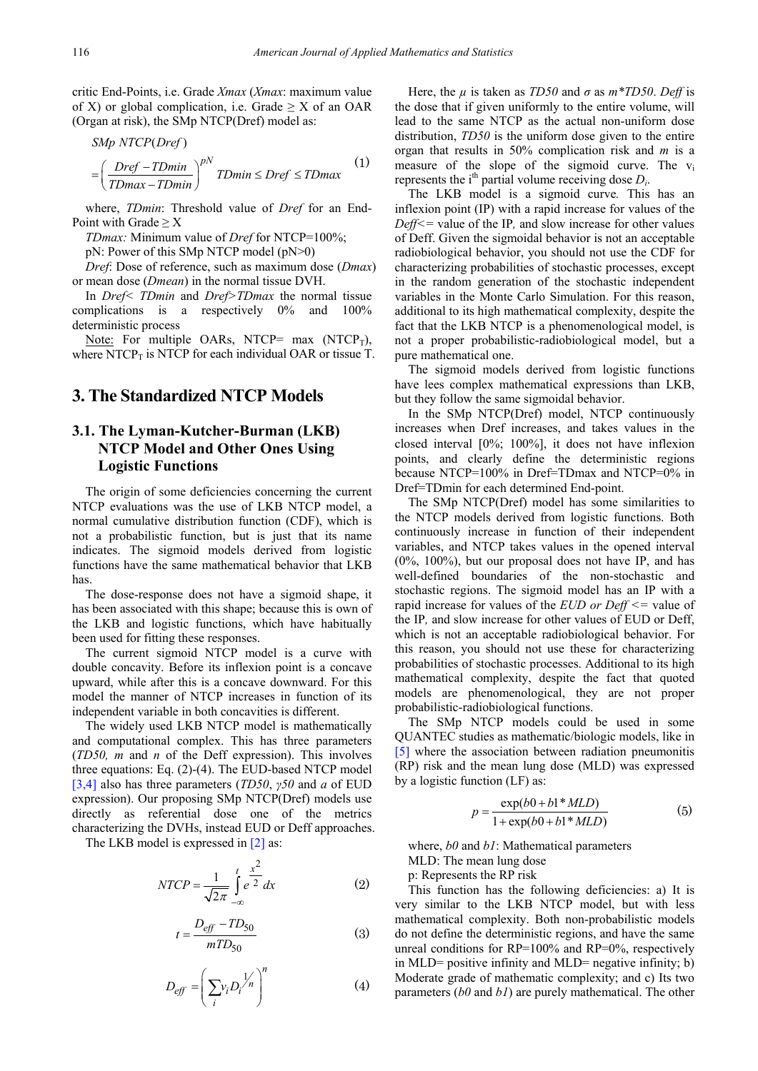critic End-Points, i.e. Grade *Xmax* (*Xmax*: maximum value of X) or global complication, i.e. Grade ≥ X of an OAR (Organ at risk), the SMp NTCP(Dref) model as:

$$SMp\ NTCP(Dref) = \left(\frac{Dref - TDmin}{TDmax - TDmin}\right)^{pN} \quad TDmin \le Dref \le TDmax \tag{1}$$

where, *TDmin*: Threshold value of *Dref* for an End-Point with Grade ≥ X

*TDmax:* Minimum value of *Dref* for NTCP=100%;

pN: Power of this SMp NTCP model (pN>0)

*Dref*: Dose of reference, such as maximum dose (*Dmax*) or mean dose (*Dmean*) in the normal tissue DVH.

In *Dref*< *TDmin* and *Dref*>*TDmax* the normal tissue complications is a respectively 0% and 100% deterministic process

Note: For multiple OARs, NTCP= max ($NTCP_T$), where $NTCP_T$ is NTCP for each individual OAR or tissue T.

## 3. The Standardized NTCP Models

### 3.1. The Lyman-Kutcher-Burman (LKB) NTCP Model and Other Ones Using Logistic Functions

The origin of some deficiencies concerning the current NTCP evaluations was the use of LKB NTCP model, a normal cumulative distribution function (CDF), which is not a probabilistic function, but is just that its name indicates. The sigmoid models derived from logistic functions have the same mathematical behavior that LKB has.

The dose-response does not have a sigmoid shape, it has been associated with this shape; because this is own of the LKB and logistic functions, which have habitually been used for fitting these responses.

The current sigmoid NTCP model is a curve with double concavity. Before its inflexion point is a concave upward, while after this is a concave downward. For this model the manner of NTCP increases in function of its independent variable in both concavities is different.

The widely used LKB NTCP model is mathematically and computational complex. This has three parameters (*TD50, m* and *n* of the Deff expression). This involves three equations: Eq. (2)-(4). The EUD-based NTCP model [3,4] also has three parameters (*TD50*, *γ50* and *a* of EUD expression). Our proposing SMp NTCP(Dref) models use directly as referential dose one of the metrics characterizing the DVHs, instead EUD or Deff approaches.

The LKB model is expressed in [2] as:

$$NTCP = \frac{1}{\sqrt{2\pi}} \int_{-\infty}^{t} e^{\frac{x^2}{2}} dx \tag{2}$$

$$t = \frac{D_{eff} - TD_{50}}{mTD_{50}} \tag{3}$$

$$D_{eff} = \left(\sum_i v_i D_i^{1/n}\right)^n \tag{4}$$

Here, the *μ* is taken as *TD50* and *σ* as *m\*TD50*. *Deff* is the dose that if given uniformly to the entire volume, will lead to the same NTCP as the actual non-uniform dose distribution, *TD50* is the uniform dose given to the entire organ that results in 50% complication risk and *m* is a measure of the slope of the sigmoid curve. The $v_i$ represents the i[th] partial volume receiving dose $D_i$.

The LKB model is a sigmoid curve*.* This has an inflexion point (IP) with a rapid increase for values of the *Deff*<= value of the IP*,* and slow increase for other values of Deff. Given the sigmoidal behavior is not an acceptable radiobiological behavior, you should not use the CDF for characterizing probabilities of stochastic processes, except in the random generation of the stochastic independent variables in the Monte Carlo Simulation. For this reason, additional to its high mathematical complexity, despite the fact that the LKB NTCP is a phenomenological model, is not a proper probabilistic-radiobiological model, but a pure mathematical one.

The sigmoid models derived from logistic functions have lees complex mathematical expressions than LKB, but they follow the same sigmoidal behavior.

In the SMp NTCP(Dref) model, NTCP continuously increases when Dref increases, and takes values in the closed interval [0%; 100%], it does not have inflexion points, and clearly define the deterministic regions because NTCP=100% in Dref=TDmax and NTCP=0% in Dref=TDmin for each determined End-point.

The SMp NTCP(Dref) model has some similarities to the NTCP models derived from logistic functions. Both continuously increase in function of their independent variables, and NTCP takes values in the opened interval (0%, 100%), but our proposal does not have IP, and has well-defined boundaries of the non-stochastic and stochastic regions. The sigmoid model has an IP with a rapid increase for values of the *EUD or Deff* <= value of the IP*,* and slow increase for other values of EUD or Deff, which is not an acceptable radiobiological behavior. For this reason, you should not use these for characterizing probabilities of stochastic processes. Additional to its high mathematical complexity, despite the fact that quoted models are phenomenological, they are not proper probabilistic-radiobiological functions.

The SMp NTCP models could be used in some QUANTEC studies as mathematic/biologic models, like in [5] where the association between radiation pneumonitis (RP) risk and the mean lung dose (MLD) was expressed by a logistic function (LF) as:

$$p = \frac{\exp(b0 + b1 * MLD)}{1 + \exp(b0 + b1 * MLD)} \tag{5}$$

where, *b0* and *b1*: Mathematical parameters

MLD: The mean lung dose

p: Represents the RP risk

This function has the following deficiencies: a) It is very similar to the LKB NTCP model, but with less mathematical complexity. Both non-probabilistic models do not define the deterministic regions, and have the same unreal conditions for RP=100% and RP=0%, respectively in MLD= positive infinity and MLD= negative infinity; b) Moderate grade of mathematic complexity; and c) Its two parameters (*b0* and *b1*) are purely mathematical. The other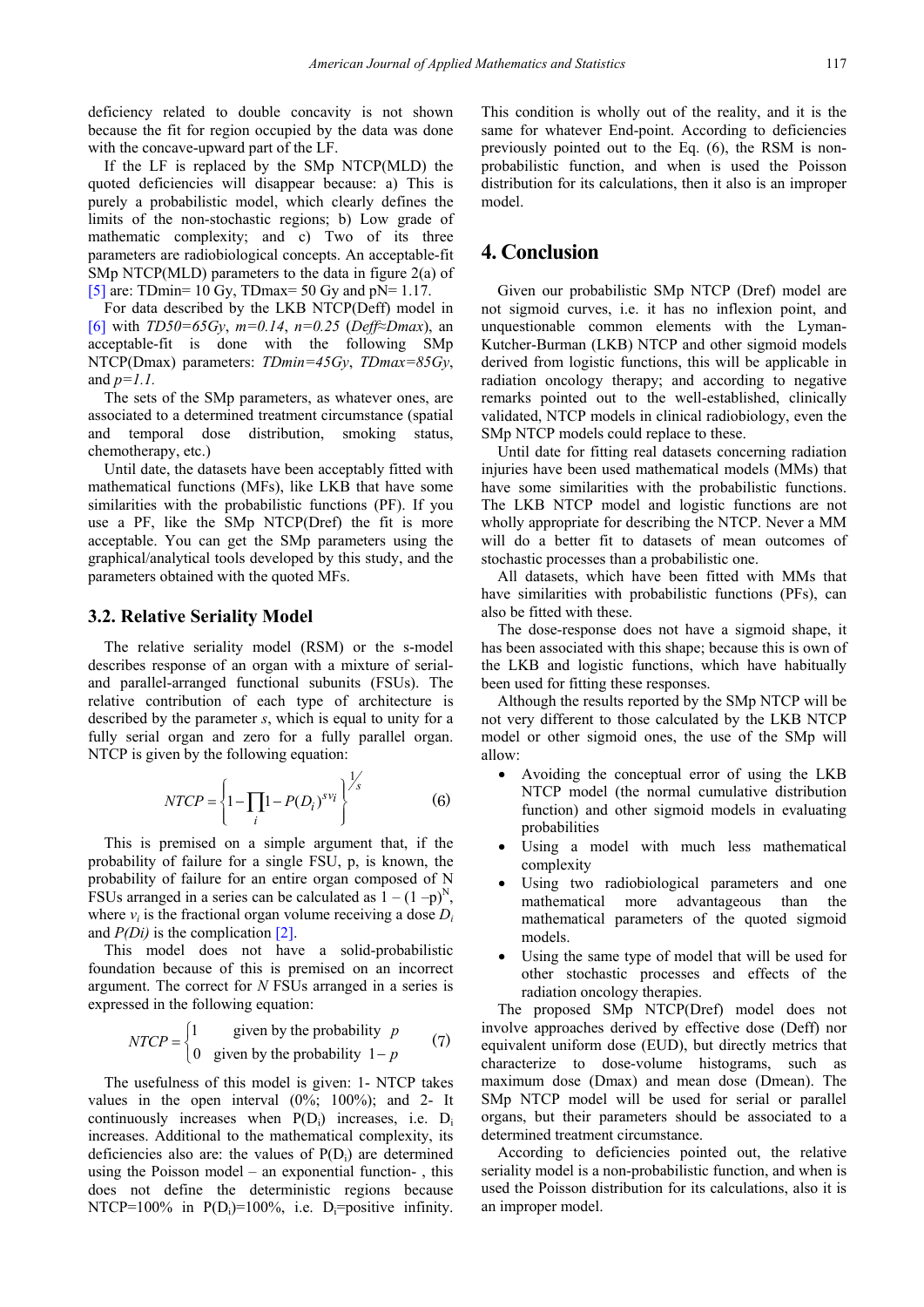deficiency related to double concavity is not shown because the fit for region occupied by the data was done with the concave-upward part of the LF.

If the LF is replaced by the SMp NTCP(MLD) the quoted deficiencies will disappear because: a) This is purely a probabilistic model, which clearly defines the limits of the non-stochastic regions; b) Low grade of mathematic complexity; and c) Two of its three parameters are radiobiological concepts. An acceptable-fit SMp NTCP(MLD) parameters to the data in figure 2(a) of [5] are: TDmin= 10 Gy, TDmax= 50 Gy and pN= 1.17.

For data described by the LKB NTCP(Deff) model in [6] with *TD50=65Gy*, *m=0.14*, *n=0.25* (*Deff≈Dmax*), an acceptable-fit is done with the following SMp NTCP(Dmax) parameters: *TDmin=45Gy*, *TDmax=85Gy*, and *p=1.1*.

The sets of the SMp parameters, as whatever ones, are associated to a determined treatment circumstance (spatial and temporal dose distribution, smoking status, chemotherapy, etc.)

Until date, the datasets have been acceptably fitted with mathematical functions (MFs), like LKB that have some similarities with the probabilistic functions (PF). If you use a PF, like the SMp NTCP(Dref) the fit is more acceptable. You can get the SMp parameters using the graphical/analytical tools developed by this study, and the parameters obtained with the quoted MFs.

### 3.2. Relative Seriality Model

The relative seriality model (RSM) or the s-model describes response of an organ with a mixture of serial- and parallel-arranged functional subunits (FSUs). The relative contribution of each type of architecture is described by the parameter *s*, which is equal to unity for a fully serial organ and zero for a fully parallel organ. NTCP is given by the following equation:

$$NTCP = \left\{ 1 - \prod_i 1 - P(D_i)^{sv_i} \right\}^{1/s} \quad (6)$$

This is premised on a simple argument that, if the probability of failure for a single FSU, p, is known, the probability of failure for an entire organ composed of N FSUs arranged in a series can be calculated as $1-(1-p)^N$, where $v_i$ is the fractional organ volume receiving a dose $D_i$ and $P(Di)$ is the complication [2].

This model does not have a solid-probabilistic foundation because of this is premised on an incorrect argument. The correct for *N* FSUs arranged in a series is expressed in the following equation:

$$NTCP = \begin{cases} 1 & \text{given by the probability } p \\ 0 & \text{given by the probability } 1-p \end{cases} \quad (7)$$

The usefulness of this model is given: 1- NTCP takes values in the open interval (0%; 100%); and 2- It continuously increases when $P(D_i)$ increases, i.e. $D_i$ increases. Additional to the mathematical complexity, its deficiencies also are: the values of $P(D_i)$ are determined using the Poisson model – an exponential function- , this does not define the deterministic regions because NTCP=100% in $P(D_i)$=100%, i.e. $D_i$=positive infinity. This condition is wholly out of the reality, and it is the same for whatever End-point. According to deficiencies previously pointed out to the Eq. (6), the RSM is non-probabilistic function, and when is used the Poisson distribution for its calculations, then it also is an improper model.

## 4. Conclusion

Given our probabilistic SMp NTCP (Dref) model are not sigmoid curves, i.e. it has no inflexion point, and unquestionable common elements with the Lyman-Kutcher-Burman (LKB) NTCP and other sigmoid models derived from logistic functions, this will be applicable in radiation oncology therapy; and according to negative remarks pointed out to the well-established, clinically validated, NTCP models in clinical radiobiology, even the SMp NTCP models could replace to these.

Until date for fitting real datasets concerning radiation injuries have been used mathematical models (MMs) that have some similarities with the probabilistic functions. The LKB NTCP model and logistic functions are not wholly appropriate for describing the NTCP. Never a MM will do a better fit to datasets of mean outcomes of stochastic processes than a probabilistic one.

All datasets, which have been fitted with MMs that have similarities with probabilistic functions (PFs), can also be fitted with these.

The dose-response does not have a sigmoid shape, it has been associated with this shape; because this is own of the LKB and logistic functions, which have habitually been used for fitting these responses.

Although the results reported by the SMp NTCP will be not very different to those calculated by the LKB NTCP model or other sigmoid ones, the use of the SMp will allow:

- Avoiding the conceptual error of using the LKB NTCP model (the normal cumulative distribution function) and other sigmoid models in evaluating probabilities
- Using a model with much less mathematical complexity
- Using two radiobiological parameters and one mathematical more advantageous than the mathematical parameters of the quoted sigmoid models.
- Using the same type of model that will be used for other stochastic processes and effects of the radiation oncology therapies.

The proposed SMp NTCP(Dref) model does not involve approaches derived by effective dose (Deff) nor equivalent uniform dose (EUD), but directly metrics that characterize to dose-volume histograms, such as maximum dose (Dmax) and mean dose (Dmean). The SMp NTCP model will be used for serial or parallel organs, but their parameters should be associated to a determined treatment circumstance.

According to deficiencies pointed out, the relative seriality model is a non-probabilistic function, and when is used the Poisson distribution for its calculations, also it is an improper model.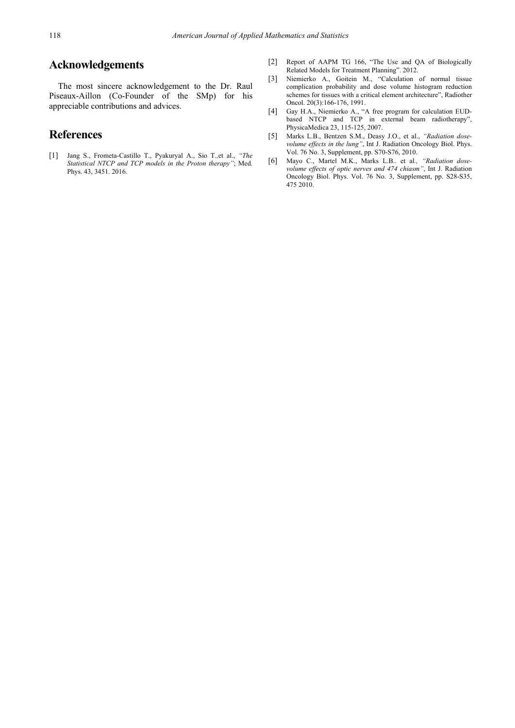## Acknowledgements

The most sincere acknowledgement to the Dr. Raul Piseaux-Aillon (Co-Founder of the SMp) for his appreciable contributions and advices.

## References

[1] Jang S., Frometa-Castillo T., Pyakuryal A., Sio T.,et al., *"The Statistical NTCP and TCP models in the Proton therapy"*; Med. Phys. 43, 3451. 2016.

[2] Report of AAPM TG 166, "The Use and QA of Biologically Related Models for Treatment Planning". 2012.

[3] Niemierko A., Goitein M., "Calculation of normal tissue complication probability and dose volume histogram reduction schemes for tissues with a critical element architecture", Radiother Oncol. 20(3):166-176, 1991.

[4] Gay H.A., Niemierko A., "A free program for calculation EUD-based NTCP and TCP in external beam radiotherapy", PhysicaMedica 23, 115-125, 2007.

[5] Marks L.B., Bentzen S.M., Deasy J.O., et al., *"Radiation dose-volume effects in the lung"*, Int J. Radiation Oncology Biol. Phys. Vol. 76 No. 3, Supplement, pp. S70-S76, 2010.

[6] Mayo C., Martel M.K., Marks L.B.. et al., *"Radiation dose-volume effects of optic nerves and 474 chiasm"*, Int J. Radiation Oncology Biol. Phys. Vol. 76 No. 3, Supplement, pp. S28-S35, 475 2010.